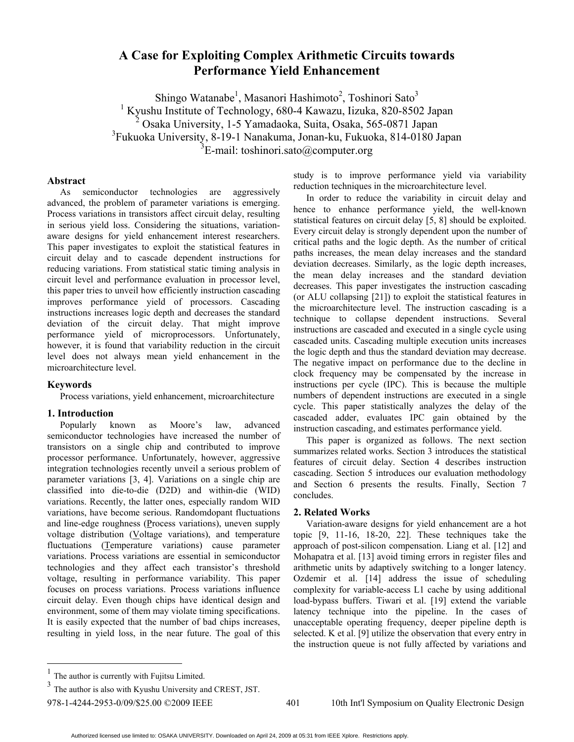# A Case for Exploiting Complex Arithmetic Circuits towards Performance Yield Enhancement

Shingo Watanabe[1], Masanori Hashimoto[2], Toshinori Sato[3]

[1] Kyushu Institute of Technology, 680-4 Kawazu, Iizuka, 820-8502 Japan

[2] Osaka University, 1-5 Yamadaoka, Suita, Osaka, 565-0871 Japan

[3]Fukuoka University, 8-19-1 Nanakuma, Jonan-ku, Fukuoka, 814-0180 Japan

[3]E-mail: toshinori.sato@computer.org

## Abstract

As semiconductor technologies are aggressively advanced, the problem of parameter variations is emerging. Process variations in transistors affect circuit delay, resulting in serious yield loss. Considering the situations, variation-aware designs for yield enhancement interest researchers. This paper investigates to exploit the statistical features in circuit delay and to cascade dependent instructions for reducing variations. From statistical static timing analysis in circuit level and performance evaluation in processor level, this paper tries to unveil how efficiently instruction cascading improves performance yield of processors. Cascading instructions increases logic depth and decreases the standard deviation of the circuit delay. That might improve performance yield of microprocessors. Unfortunately, however, it is found that variability reduction in the circuit level does not always mean yield enhancement in the microarchitecture level.

## Keywords

Process variations, yield enhancement, microarchitecture

## 1. Introduction

Popularly known as Moore's law, advanced semiconductor technologies have increased the number of transistors on a single chip and contributed to improve processor performance. Unfortunately, however, aggressive integration technologies recently unveil a serious problem of parameter variations [3, 4]. Variations on a single chip are classified into die-to-die (D2D) and within-die (WID) variations. Recently, the latter ones, especially random WID variations, have become serious. Randomdopant fluctuations and line-edge roughness (Process variations), uneven supply voltage distribution (Voltage variations), and temperature fluctuations (Temperature variations) cause parameter variations. Process variations are essential in semiconductor technologies and they affect each transistor's threshold voltage, resulting in performance variability. This paper focuses on process variations. Process variations influence circuit delay. Even though chips have identical design and environment, some of them may violate timing specifications. It is easily expected that the number of bad chips increases, resulting in yield loss, in the near future. The goal of this study is to improve performance yield via variability reduction techniques in the microarchitecture level.

In order to reduce the variability in circuit delay and hence to enhance performance yield, the well-known statistical features on circuit delay [5, 8] should be exploited. Every circuit delay is strongly dependent upon the number of critical paths and the logic depth. As the number of critical paths increases, the mean delay increases and the standard deviation decreases. Similarly, as the logic depth increases, the mean delay increases and the standard deviation decreases. This paper investigates the instruction cascading (or ALU collapsing [21]) to exploit the statistical features in the microarchitecture level. The instruction cascading is a technique to collapse dependent instructions. Several instructions are cascaded and executed in a single cycle using cascaded units. Cascading multiple execution units increases the logic depth and thus the standard deviation may decrease. The negative impact on performance due to the decline in clock frequency may be compensated by the increase in instructions per cycle (IPC). This is because the multiple numbers of dependent instructions are executed in a single cycle. This paper statistically analyzes the delay of the cascaded adder, evaluates IPC gain obtained by the instruction cascading, and estimates performance yield.

This paper is organized as follows. The next section summarizes related works. Section 3 introduces the statistical features of circuit delay. Section 4 describes instruction cascading. Section 5 introduces our evaluation methodology and Section 6 presents the results. Finally, Section 7 concludes.

## 2. Related Works

Variation-aware designs for yield enhancement are a hot topic [9, 11-16, 18-20, 22]. These techniques take the approach of post-silicon compensation. Liang et al. [12] and Mohapatra et al. [13] avoid timing errors in register files and arithmetic units by adaptively switching to a longer latency. Ozdemir et al. [14] address the issue of scheduling complexity for variable-access L1 cache by using additional load-bypass buffers. Tiwari et al. [19] extend the variable latency technique into the pipeline. In the cases of unacceptable operating frequency, deeper pipeline depth is selected. K et al. [9] utilize the observation that every entry in the instruction queue is not fully affected by variations and

---

[1] The author is currently with Fujitsu Limited.

[3] The author is also with Kyushu University and CREST, JST.

978-1-4244-2953-0/09/$25.00 ©2009 IEEE 10th Int'l Symposium on Quality Electronic Design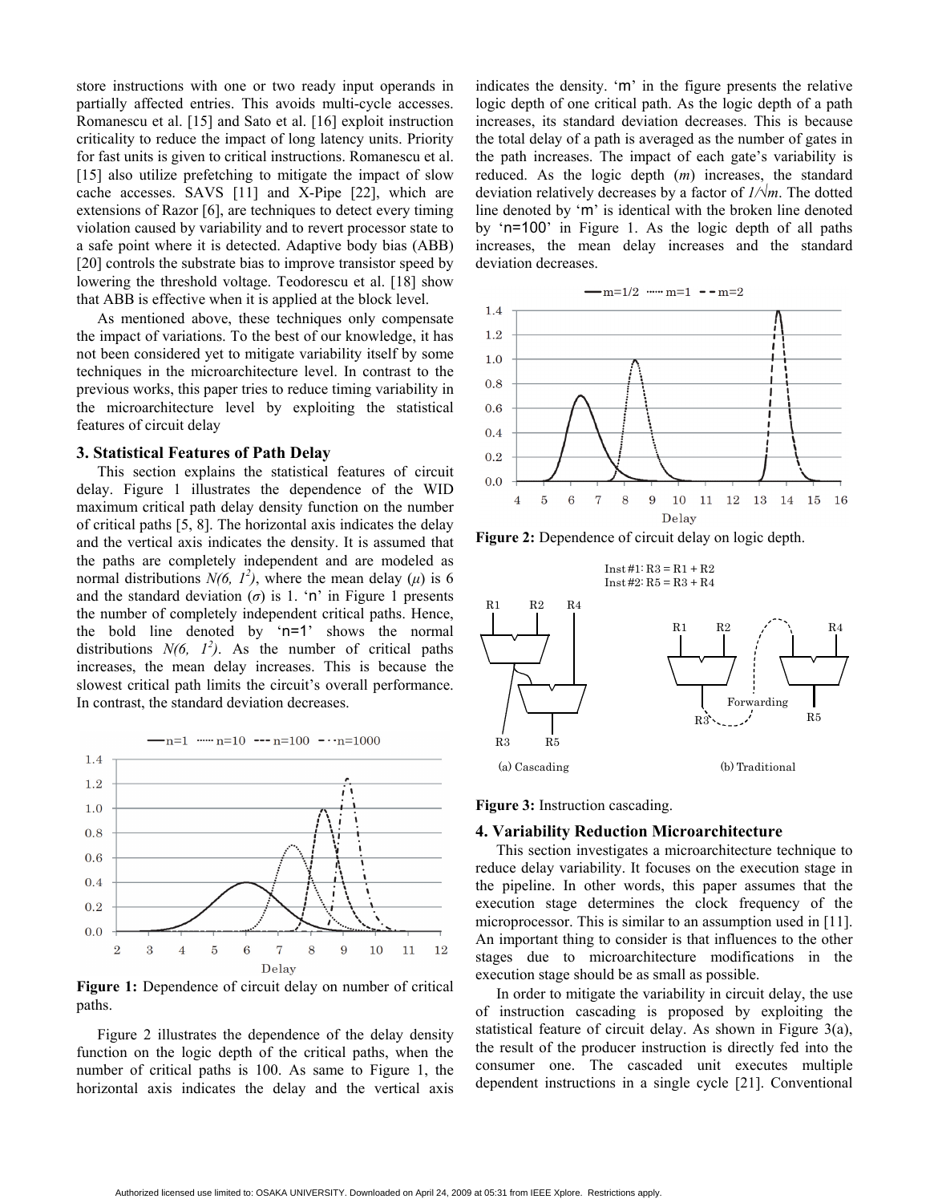store instructions with one or two ready input operands in partially affected entries. This avoids multi-cycle accesses. Romanescu et al. [15] and Sato et al. [16] exploit instruction criticality to reduce the impact of long latency units. Priority for fast units is given to critical instructions. Romanescu et al. [15] also utilize prefetching to mitigate the impact of slow cache accesses. SAVS [11] and X-Pipe [22], which are extensions of Razor [6], are techniques to detect every timing violation caused by variability and to revert processor state to a safe point where it is detected. Adaptive body bias (ABB) [20] controls the substrate bias to improve transistor speed by lowering the threshold voltage. Teodorescu et al. [18] show that ABB is effective when it is applied at the block level.

As mentioned above, these techniques only compensate the impact of variations. To the best of our knowledge, it has not been considered yet to mitigate variability itself by some techniques in the microarchitecture level. In contrast to the previous works, this paper tries to reduce timing variability in the microarchitecture level by exploiting the statistical features of circuit delay

## 3. Statistical Features of Path Delay

This section explains the statistical features of circuit delay. Figure 1 illustrates the dependence of the WID maximum critical path delay density function on the number of critical paths [5, 8]. The horizontal axis indicates the delay and the vertical axis indicates the density. It is assumed that the paths are completely independent and are modeled as normal distributions $N(6, 1^2)$, where the mean delay ($\mu$) is 6 and the standard deviation ($\sigma$) is 1. 'n' in Figure 1 presents the number of completely independent critical paths. Hence, the bold line denoted by 'n=1' shows the normal distributions $N(6, 1^2)$. As the number of critical paths increases, the mean delay increases. This is because the slowest critical path limits the circuit's overall performance. In contrast, the standard deviation decreases.

**Figure 1:** Dependence of circuit delay on number of critical paths.

Figure 2 illustrates the dependence of the delay density function on the logic depth of the critical paths, when the number of critical paths is 100. As same to Figure 1, the horizontal axis indicates the delay and the vertical axis indicates the density. 'm' in the figure presents the relative logic depth of one critical path. As the logic depth of a path increases, its standard deviation decreases. This is because the total delay of a path is averaged as the number of gates in the path increases. The impact of each gate's variability is reduced. As the logic depth ($m$) increases, the standard deviation relatively decreases by a factor of $1/\sqrt{m}$. The dotted line denoted by 'm' is identical with the broken line denoted by 'n=100' in Figure 1. As the logic depth of all paths increases, the mean delay increases and the standard deviation decreases.

**Figure 2:** Dependence of circuit delay on logic depth.

**Figure 3:** Instruction cascading.

## 4. Variability Reduction Microarchitecture

This section investigates a microarchitecture technique to reduce delay variability. It focuses on the execution stage in the pipeline. In other words, this paper assumes that the execution stage determines the clock frequency of the microprocessor. This is similar to an assumption used in [11]. An important thing to consider is that influences to the other stages due to microarchitecture modifications in the execution stage should be as small as possible.

In order to mitigate the variability in circuit delay, the use of instruction cascading is proposed by exploiting the statistical feature of circuit delay. As shown in Figure 3(a), the result of the producer instruction is directly fed into the consumer one. The cascaded unit executes multiple dependent instructions in a single cycle [21]. Conventional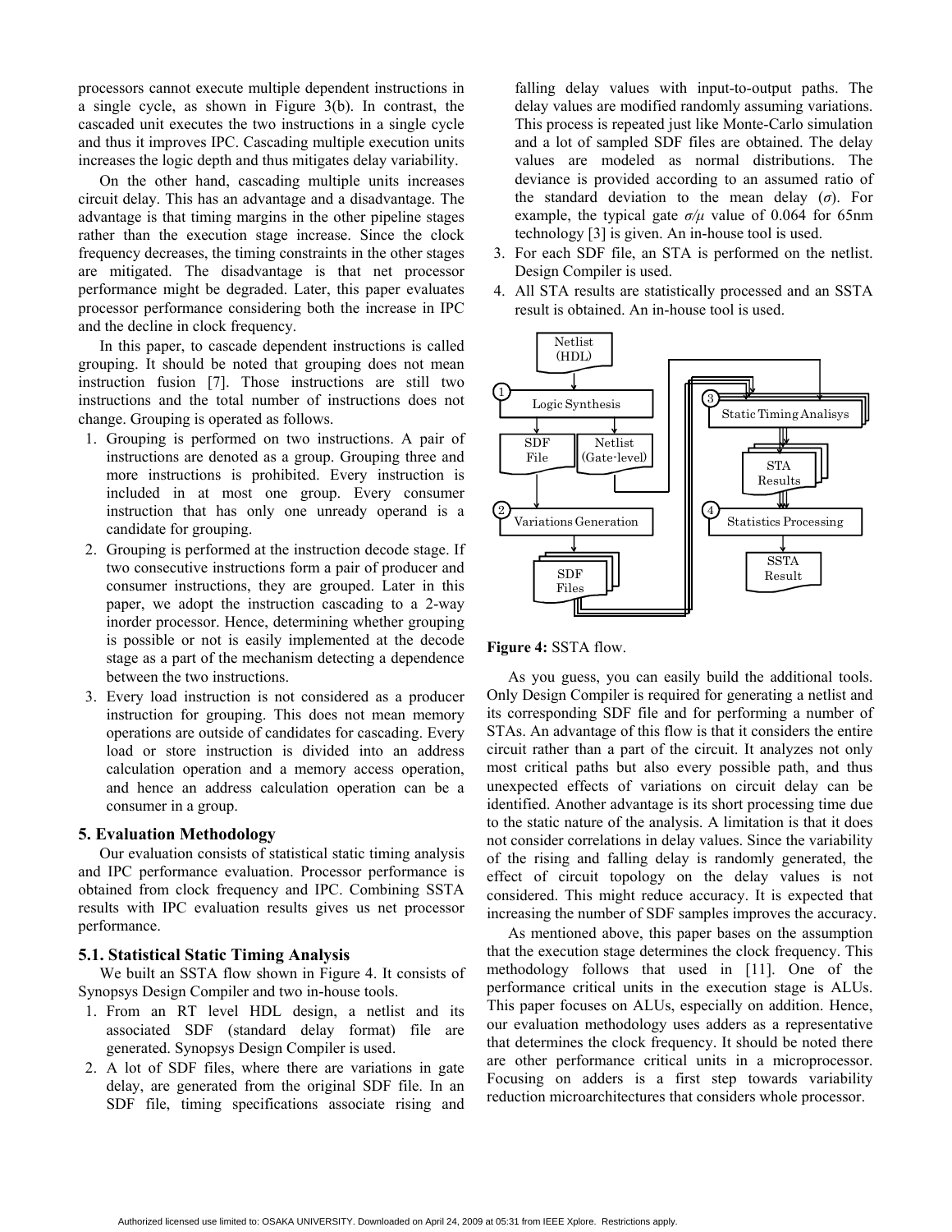processors cannot execute multiple dependent instructions in a single cycle, as shown in Figure 3(b). In contrast, the cascaded unit executes the two instructions in a single cycle and thus it improves IPC. Cascading multiple execution units increases the logic depth and thus mitigates delay variability.

On the other hand, cascading multiple units increases circuit delay. This has an advantage and a disadvantage. The advantage is that timing margins in the other pipeline stages rather than the execution stage increase. Since the clock frequency decreases, the timing constraints in the other stages are mitigated. The disadvantage is that net processor performance might be degraded. Later, this paper evaluates processor performance considering both the increase in IPC and the decline in clock frequency.

In this paper, to cascade dependent instructions is called grouping. It should be noted that grouping does not mean instruction fusion [7]. Those instructions are still two instructions and the total number of instructions does not change. Grouping is operated as follows.

1. Grouping is performed on two instructions. A pair of instructions are denoted as a group. Grouping three and more instructions is prohibited. Every instruction is included in at most one group. Every consumer instruction that has only one unready operand is a candidate for grouping.
2. Grouping is performed at the instruction decode stage. If two consecutive instructions form a pair of producer and consumer instructions, they are grouped. Later in this paper, we adopt the instruction cascading to a 2-way inorder processor. Hence, determining whether grouping is possible or not is easily implemented at the decode stage as a part of the mechanism detecting a dependence between the two instructions.
3. Every load instruction is not considered as a producer instruction for grouping. This does not mean memory operations are outside of candidates for cascading. Every load or store instruction is divided into an address calculation operation and a memory access operation, and hence an address calculation operation can be a consumer in a group.

## 5. Evaluation Methodology

Our evaluation consists of statistical static timing analysis and IPC performance evaluation. Processor performance is obtained from clock frequency and IPC. Combining SSTA results with IPC evaluation results gives us net processor performance.

### 5.1. Statistical Static Timing Analysis

We built an SSTA flow shown in Figure 4. It consists of Synopsys Design Compiler and two in-house tools.

1. From an RT level HDL design, a netlist and its associated SDF (standard delay format) file are generated. Synopsys Design Compiler is used.
2. A lot of SDF files, where there are variations in gate delay, are generated from the original SDF file. In an SDF file, timing specifications associate rising and falling delay values with input-to-output paths. The delay values are modified randomly assuming variations. This process is repeated just like Monte-Carlo simulation and a lot of sampled SDF files are obtained. The delay values are modeled as normal distributions. The deviance is provided according to an assumed ratio of the standard deviation to the mean delay ($\sigma$). For example, the typical gate $\sigma/\mu$ value of 0.064 for 65nm technology [3] is given. An in-house tool is used.
3. For each SDF file, an STA is performed on the netlist. Design Compiler is used.
4. All STA results are statistically processed and an SSTA result is obtained. An in-house tool is used.

**Figure 4:** SSTA flow.

As you guess, you can easily build the additional tools. Only Design Compiler is required for generating a netlist and its corresponding SDF file and for performing a number of STAs. An advantage of this flow is that it considers the entire circuit rather than a part of the circuit. It analyzes not only most critical paths but also every possible path, and thus unexpected effects of variations on circuit delay can be identified. Another advantage is its short processing time due to the static nature of the analysis. A limitation is that it does not consider correlations in delay values. Since the variability of the rising and falling delay is randomly generated, the effect of circuit topology on the delay values is not considered. This might reduce accuracy. It is expected that increasing the number of SDF samples improves the accuracy.

As mentioned above, this paper bases on the assumption that the execution stage determines the clock frequency. This methodology follows that used in [11]. One of the performance critical units in the execution stage is ALUs. This paper focuses on ALUs, especially on addition. Hence, our evaluation methodology uses adders as a representative that determines the clock frequency. It should be noted there are other performance critical units in a microprocessor. Focusing on adders is a first step towards variability reduction microarchitectures that considers whole processor.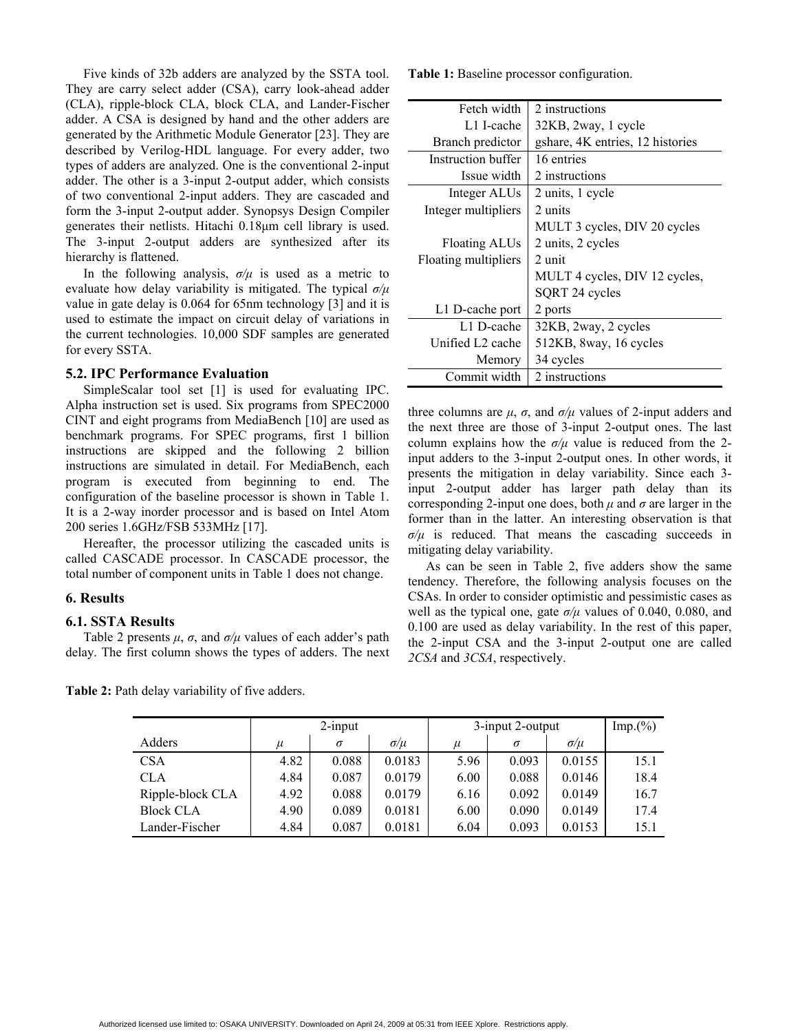Five kinds of 32b adders are analyzed by the SSTA tool. They are carry select adder (CSA), carry look-ahead adder (CLA), ripple-block CLA, block CLA, and Lander-Fischer adder. A CSA is designed by hand and the other adders are generated by the Arithmetic Module Generator [23]. They are described by Verilog-HDL language. For every adder, two types of adders are analyzed. One is the conventional 2-input adder. The other is a 3-input 2-output adder, which consists of two conventional 2-input adders. They are cascaded and form the 3-input 2-output adder. Synopsys Design Compiler generates their netlists. Hitachi 0.18μm cell library is used. The 3-input 2-output adders are synthesized after its hierarchy is flattened.

In the following analysis, $\sigma/\mu$ is used as a metric to evaluate how delay variability is mitigated. The typical $\sigma/\mu$ value in gate delay is 0.064 for 65nm technology [3] and it is used to estimate the impact on circuit delay of variations in the current technologies. 10,000 SDF samples are generated for every SSTA.

### 5.2. IPC Performance Evaluation

SimpleScalar tool set [1] is used for evaluating IPC. Alpha instruction set is used. Six programs from SPEC2000 CINT and eight programs from MediaBench [10] are used as benchmark programs. For SPEC programs, first 1 billion instructions are skipped and the following 2 billion instructions are simulated in detail. For MediaBench, each program is executed from beginning to end. The configuration of the baseline processor is shown in Table 1. It is a 2-way inorder processor and is based on Intel Atom 200 series 1.6GHz/FSB 533MHz [17].

Hereafter, the processor utilizing the cascaded units is called CASCADE processor. In CASCADE processor, the total number of component units in Table 1 does not change.

**Table 1:** Baseline processor configuration.

| | |
|---:|---|
| Fetch width | 2 instructions |
| L1 I-cache | 32KB, 2way, 1 cycle |
| Branch predictor | gshare, 4K entries, 12 histories |
| Instruction buffer | 16 entries |
| Issue width | 2 instructions |
| Integer ALUs | 2 units, 1 cycle |
| Integer multipliers | 2 units |
| | MULT 3 cycles, DIV 20 cycles |
| Floating ALUs | 2 units, 2 cycles |
| Floating multipliers | 2 unit |
| | MULT 4 cycles, DIV 12 cycles, |
| | SQRT 24 cycles |
| L1 D-cache port | 2 ports |
| L1 D-cache | 32KB, 2way, 2 cycles |
| Unified L2 cache | 512KB, 8way, 16 cycles |
| Memory | 34 cycles |
| Commit width | 2 instructions |

## 6. Results

### 6.1. SSTA Results

Table 2 presents $\mu$, $\sigma$, and $\sigma/\mu$ values of each adder's path delay. The first column shows the types of adders. The next three columns are $\mu$, $\sigma$, and $\sigma/\mu$ values of 2-input adders and the next three are those of 3-input 2-output ones. The last column explains how the $\sigma/\mu$ value is reduced from the 2-input adders to the 3-input 2-output ones. In other words, it presents the mitigation in delay variability. Since each 3-input 2-output adder has larger path delay than its corresponding 2-input one does, both $\mu$ and $\sigma$ are larger in the former than in the latter. An interesting observation is that $\sigma/\mu$ is reduced. That means the cascading succeeds in mitigating delay variability.

As can be seen in Table 2, five adders show the same tendency. Therefore, the following analysis focuses on the CSAs. In order to consider optimistic and pessimistic cases as well as the typical one, gate $\sigma/\mu$ values of 0.040, 0.080, and 0.100 are used as delay variability. In the rest of this paper, the 2-input CSA and the 3-input 2-output one are called *2CSA* and *3CSA*, respectively.

**Table 2:** Path delay variability of five adders.

| | 2-input | | | 3-input 2-output | | | Imp.(%) |
|---|---|---|---|---|---|---|---|
| Adders | $\mu$ | $\sigma$ | $\sigma/\mu$ | $\mu$ | $\sigma$ | $\sigma/\mu$ | |
| CSA | 4.82 | 0.088 | 0.0183 | 5.96 | 0.093 | 0.0155 | 15.1 |
| CLA | 4.84 | 0.087 | 0.0179 | 6.00 | 0.088 | 0.0146 | 18.4 |
| Ripple-block CLA | 4.92 | 0.088 | 0.0179 | 6.16 | 0.092 | 0.0149 | 16.7 |
| Block CLA | 4.90 | 0.089 | 0.0181 | 6.00 | 0.090 | 0.0149 | 17.4 |
| Lander-Fischer | 4.84 | 0.087 | 0.0181 | 6.04 | 0.093 | 0.0153 | 15.1 |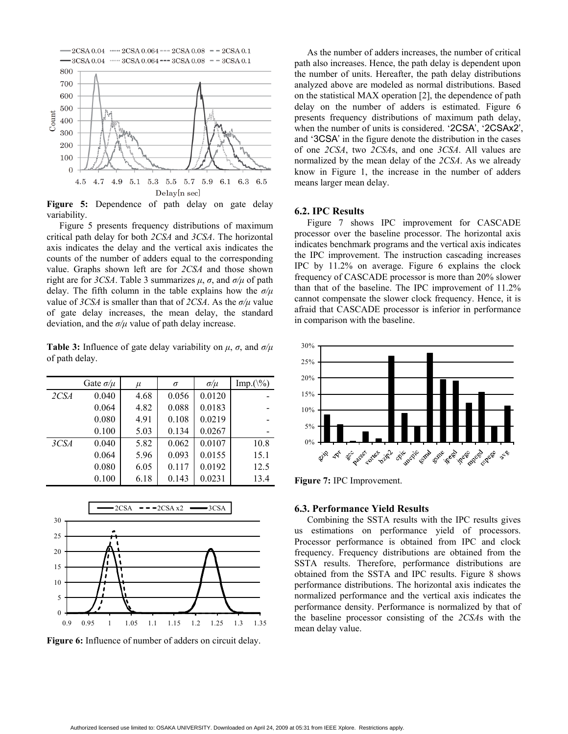**Figure 5:** Dependence of path delay on gate delay variability.

Figure 5 presents frequency distributions of maximum critical path delay for both *2CSA* and *3CSA*. The horizontal axis indicates the delay and the vertical axis indicates the counts of the number of adders equal to the corresponding value. Graphs shown left are for *2CSA* and those shown right are for *3CSA*. Table 3 summarizes $\mu$, $\sigma$, and $\sigma/\mu$ of path delay. The fifth column in the table explains how the $\sigma/\mu$ value of *3CSA* is smaller than that of *2CSA*. As the $\sigma/\mu$ value of gate delay increases, the mean delay, the standard deviation, and the $\sigma/\mu$ value of path delay increase.

**Table 3:** Influence of gate delay variability on $\mu$, $\sigma$, and $\sigma/\mu$ of path delay.

| | Gate $\sigma/\mu$ | $\mu$ | $\sigma$ | $\sigma/\mu$ | Imp.(\%) |
|---|---|---|---|---|---|
| *2CSA* | 0.040 | 4.68 | 0.056 | 0.0120 | - |
| | 0.064 | 4.82 | 0.088 | 0.0183 | - |
| | 0.080 | 4.91 | 0.108 | 0.0219 | - |
| | 0.100 | 5.03 | 0.134 | 0.0267 | - |
| *3CSA* | 0.040 | 5.82 | 0.062 | 0.0107 | 10.8 |
| | 0.064 | 5.96 | 0.093 | 0.0155 | 15.1 |
| | 0.080 | 6.05 | 0.117 | 0.0192 | 12.5 |
| | 0.100 | 6.18 | 0.143 | 0.0231 | 13.4 |

**Figure 6:** Influence of number of adders on circuit delay.

As the number of adders increases, the number of critical path also increases. Hence, the path delay is dependent upon the number of units. Hereafter, the path delay distributions analyzed above are modeled as normal distributions. Based on the statistical MAX operation [2], the dependence of path delay on the number of adders is estimated. Figure 6 presents frequency distributions of maximum path delay, when the number of units is considered. '2CSA', '2CSAx2', and '3CSA' in the figure denote the distribution in the cases of one *2CSA*, two *2CSA*s, and one *3CSA*. All values are normalized by the mean delay of the *2CSA*. As we already know in Figure 1, the increase in the number of adders means larger mean delay.

### 6.2. IPC Results

Figure 7 shows IPC improvement for CASCADE processor over the baseline processor. The horizontal axis indicates benchmark programs and the vertical axis indicates the IPC improvement. The instruction cascading increases IPC by 11.2% on average. Figure 6 explains the clock frequency of CASCADE processor is more than 20% slower than that of the baseline. The IPC improvement of 11.2% cannot compensate the slower clock frequency. Hence, it is afraid that CASCADE processor is inferior in performance in comparison with the baseline.

**Figure 7:** IPC Improvement.

### 6.3. Performance Yield Results

Combining the SSTA results with the IPC results gives us estimations on performance yield of processors. Processor performance is obtained from IPC and clock frequency. Frequency distributions are obtained from the SSTA results. Therefore, performance distributions are obtained from the SSTA and IPC results. Figure 8 shows performance distributions. The horizontal axis indicates the normalized performance and the vertical axis indicates the performance density. Performance is normalized by that of the baseline processor consisting of the *2CSA*s with the mean delay value.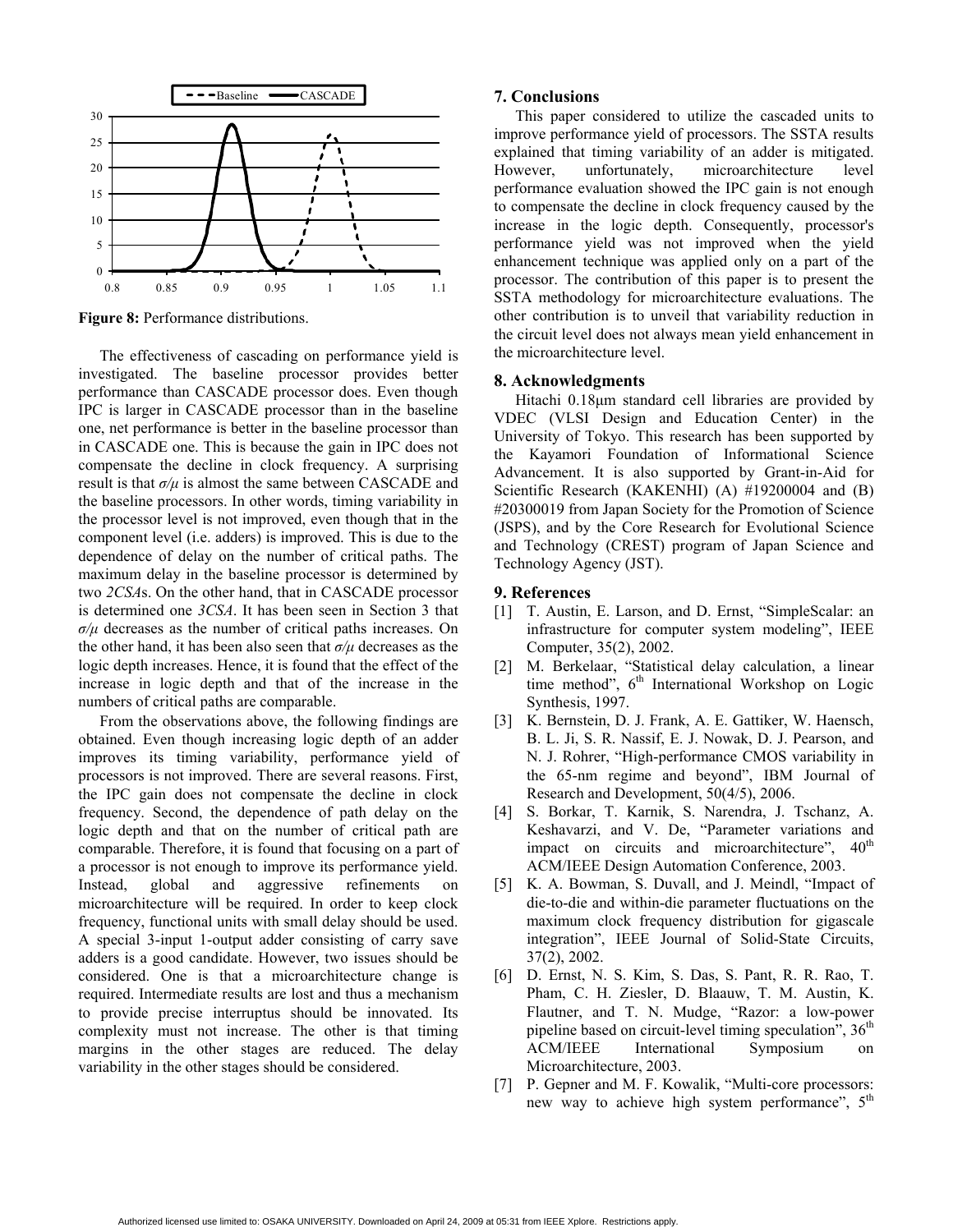Figure 8: Performance distributions.

The effectiveness of cascading on performance yield is investigated. The baseline processor provides better performance than CASCADE processor does. Even though IPC is larger in CASCADE processor than in the baseline one, net performance is better in the baseline processor than in CASCADE one. This is because the gain in IPC does not compensate the decline in clock frequency. A surprising result is that $\sigma/\mu$ is almost the same between CASCADE and the baseline processors. In other words, timing variability in the processor level is not improved, even though that in the component level (i.e. adders) is improved. This is due to the dependence of delay on the number of critical paths. The maximum delay in the baseline processor is determined by two *2CSA*s. On the other hand, that in CASCADE processor is determined one *3CSA*. It has been seen in Section 3 that $\sigma/\mu$ decreases as the number of critical paths increases. On the other hand, it has been also seen that $\sigma/\mu$ decreases as the logic depth increases. Hence, it is found that the effect of the increase in logic depth and that of the increase in the numbers of critical paths are comparable.

From the observations above, the following findings are obtained. Even though increasing logic depth of an adder improves its timing variability, performance yield of processors is not improved. There are several reasons. First, the IPC gain does not compensate the decline in clock frequency. Second, the dependence of path delay on the logic depth and that on the number of critical path are comparable. Therefore, it is found that focusing on a part of a processor is not enough to improve its performance yield. Instead, global and aggressive refinements on microarchitecture will be required. In order to keep clock frequency, functional units with small delay should be used. A special 3-input 1-output adder consisting of carry save adders is a good candidate. However, two issues should be considered. One is that a microarchitecture change is required. Intermediate results are lost and thus a mechanism to provide precise interruptus should be innovated. Its complexity must not increase. The other is that timing margins in the other stages are reduced. The delay variability in the other stages should be considered.

## 7. Conclusions

This paper considered to utilize the cascaded units to improve performance yield of processors. The SSTA results explained that timing variability of an adder is mitigated. However, unfortunately, microarchitecture level performance evaluation showed the IPC gain is not enough to compensate the decline in clock frequency caused by the increase in the logic depth. Consequently, processor's performance yield was not improved when the yield enhancement technique was applied only on a part of the processor. The contribution of this paper is to present the SSTA methodology for microarchitecture evaluations. The other contribution is to unveil that variability reduction in the circuit level does not always mean yield enhancement in the microarchitecture level.

## 8. Acknowledgments

Hitachi 0.18μm standard cell libraries are provided by VDEC (VLSI Design and Education Center) in the University of Tokyo. This research has been supported by the Kayamori Foundation of Informational Science Advancement. It is also supported by Grant-in-Aid for Scientific Research (KAKENHI) (A) #19200004 and (B) #20300019 from Japan Society for the Promotion of Science (JSPS), and by the Core Research for Evolutional Science and Technology (CREST) program of Japan Science and Technology Agency (JST).

## 9. References

[1] T. Austin, E. Larson, and D. Ernst, "SimpleScalar: an infrastructure for computer system modeling", IEEE Computer, 35(2), 2002.

[2] M. Berkelaar, "Statistical delay calculation, a linear time method", 6th International Workshop on Logic Synthesis, 1997.

[3] K. Bernstein, D. J. Frank, A. E. Gattiker, W. Haensch, B. L. Ji, S. R. Nassif, E. J. Nowak, D. J. Pearson, and N. J. Rohrer, "High-performance CMOS variability in the 65-nm regime and beyond", IBM Journal of Research and Development, 50(4/5), 2006.

[4] S. Borkar, T. Karnik, S. Narendra, J. Tschanz, A. Keshavarzi, and V. De, "Parameter variations and impact on circuits and microarchitecture", 40th ACM/IEEE Design Automation Conference, 2003.

[5] K. A. Bowman, S. Duvall, and J. Meindl, "Impact of die-to-die and within-die parameter fluctuations on the maximum clock frequency distribution for gigascale integration", IEEE Journal of Solid-State Circuits, 37(2), 2002.

[6] D. Ernst, N. S. Kim, S. Das, S. Pant, R. R. Rao, T. Pham, C. H. Ziesler, D. Blaauw, T. M. Austin, K. Flautner, and T. N. Mudge, "Razor: a low-power pipeline based on circuit-level timing speculation", 36th ACM/IEEE International Symposium on Microarchitecture, 2003.

[7] P. Gepner and M. F. Kowalik, "Multi-core processors: new way to achieve high system performance", 5th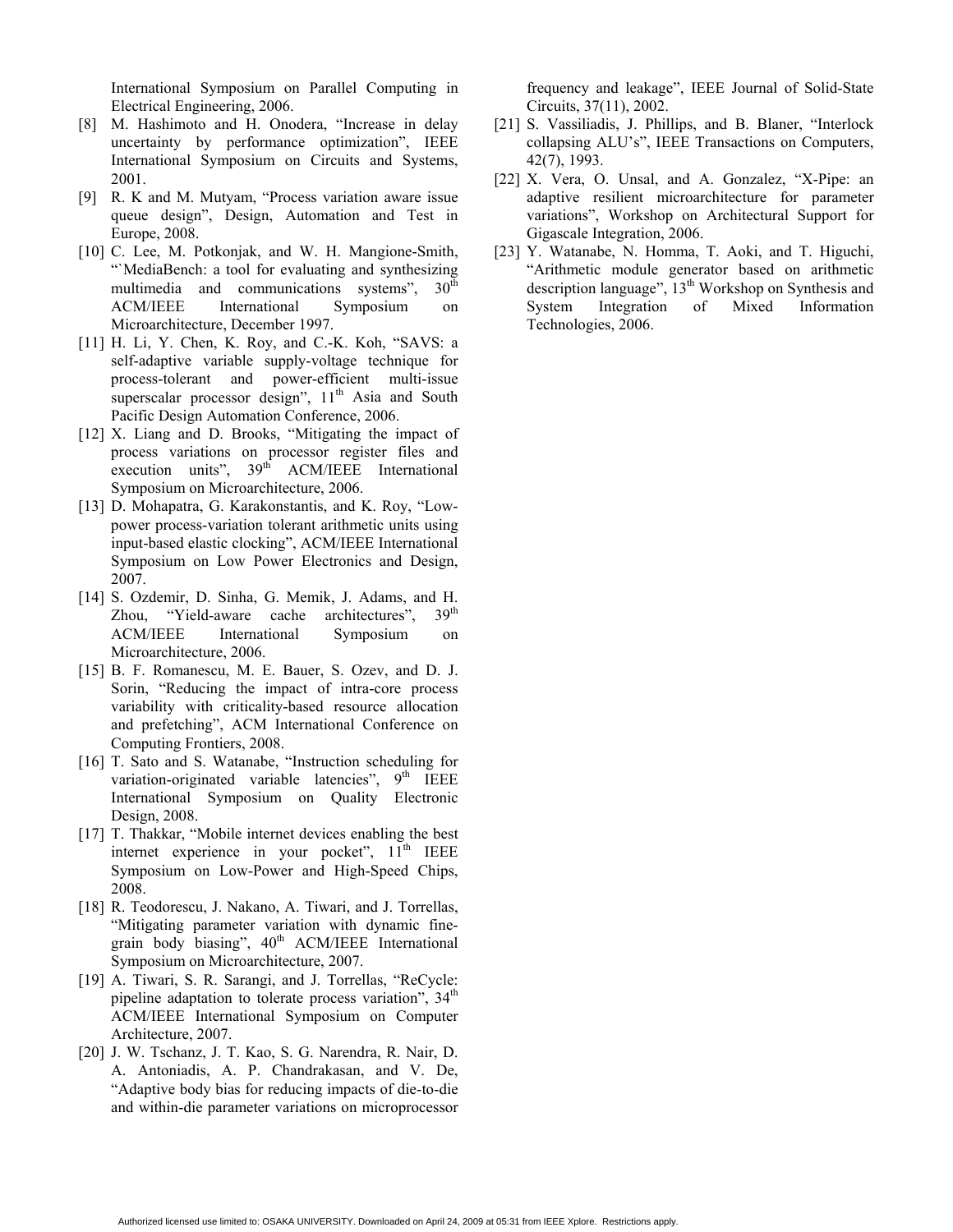International Symposium on Parallel Computing in Electrical Engineering, 2006.

[8] M. Hashimoto and H. Onodera, "Increase in delay uncertainty by performance optimization", IEEE International Symposium on Circuits and Systems, 2001.

[9] R. K and M. Mutyam, "Process variation aware issue queue design", Design, Automation and Test in Europe, 2008.

[10] C. Lee, M. Potkonjak, and W. H. Mangione-Smith, "`MediaBench: a tool for evaluating and synthesizing multimedia and communications systems", 30th ACM/IEEE International Symposium on Microarchitecture, December 1997.

[11] H. Li, Y. Chen, K. Roy, and C.-K. Koh, "SAVS: a self-adaptive variable supply-voltage technique for process-tolerant and power-efficient multi-issue superscalar processor design", 11th Asia and South Pacific Design Automation Conference, 2006.

[12] X. Liang and D. Brooks, "Mitigating the impact of process variations on processor register files and execution units", 39th ACM/IEEE International Symposium on Microarchitecture, 2006.

[13] D. Mohapatra, G. Karakonstantis, and K. Roy, "Low-power process-variation tolerant arithmetic units using input-based elastic clocking", ACM/IEEE International Symposium on Low Power Electronics and Design, 2007.

[14] S. Ozdemir, D. Sinha, G. Memik, J. Adams, and H. Zhou, "Yield-aware cache architectures", 39th ACM/IEEE International Symposium on Microarchitecture, 2006.

[15] B. F. Romanescu, M. E. Bauer, S. Ozev, and D. J. Sorin, "Reducing the impact of intra-core process variability with criticality-based resource allocation and prefetching", ACM International Conference on Computing Frontiers, 2008.

[16] T. Sato and S. Watanabe, "Instruction scheduling for variation-originated variable latencies", 9th IEEE International Symposium on Quality Electronic Design, 2008.

[17] T. Thakkar, "Mobile internet devices enabling the best internet experience in your pocket", 11th IEEE Symposium on Low-Power and High-Speed Chips, 2008.

[18] R. Teodorescu, J. Nakano, A. Tiwari, and J. Torrellas, "Mitigating parameter variation with dynamic fine-grain body biasing", 40th ACM/IEEE International Symposium on Microarchitecture, 2007.

[19] A. Tiwari, S. R. Sarangi, and J. Torrellas, "ReCycle: pipeline adaptation to tolerate process variation", 34th ACM/IEEE International Symposium on Computer Architecture, 2007.

[20] J. W. Tschanz, J. T. Kao, S. G. Narendra, R. Nair, D. A. Antoniadis, A. P. Chandrakasan, and V. De, "Adaptive body bias for reducing impacts of die-to-die and within-die parameter variations on microprocessor frequency and leakage", IEEE Journal of Solid-State Circuits, 37(11), 2002.

[21] S. Vassiliadis, J. Phillips, and B. Blaner, "Interlock collapsing ALU's", IEEE Transactions on Computers, 42(7), 1993.

[22] X. Vera, O. Unsal, and A. Gonzalez, "X-Pipe: an adaptive resilient microarchitecture for parameter variations", Workshop on Architectural Support for Gigascale Integration, 2006.

[23] Y. Watanabe, N. Homma, T. Aoki, and T. Higuchi, "Arithmetic module generator based on arithmetic description language", 13th Workshop on Synthesis and System Integration of Mixed Information Technologies, 2006.